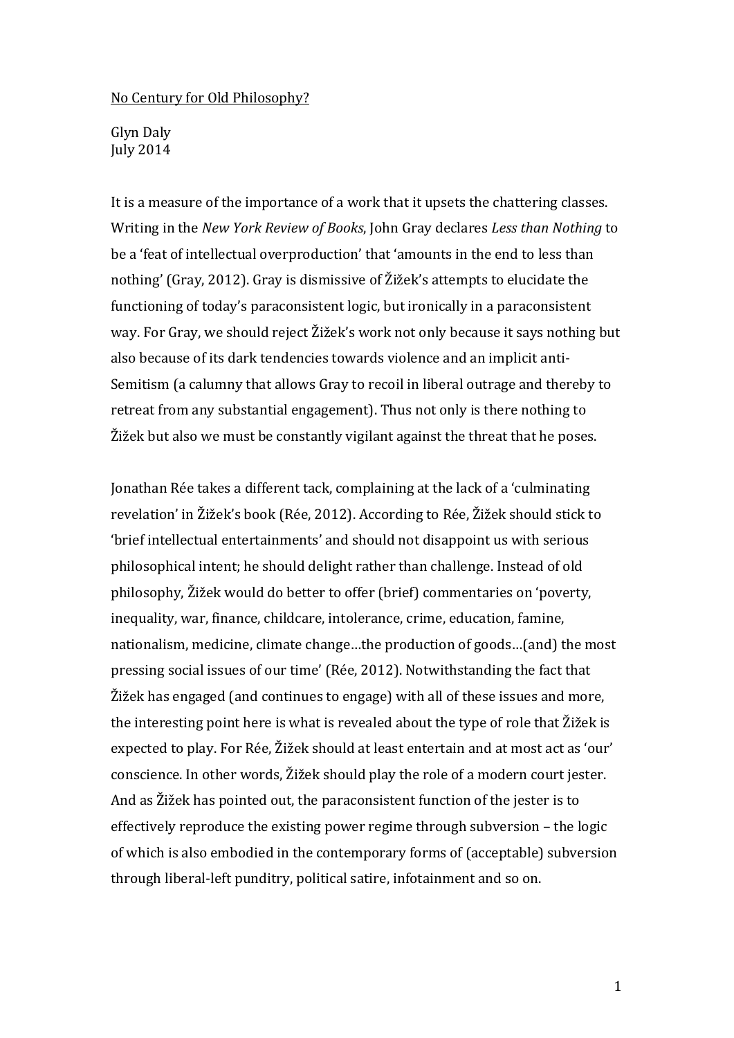No Century for Old Philosophy?

Glyn Daly
July 2014

It is a measure of the importance of a work that it upsets the chattering classes. Writing in the *New York Review of Books*, John Gray declares *Less than Nothing* to be a 'feat of intellectual overproduction' that 'amounts in the end to less than nothing' (Gray, 2012). Gray is dismissive of Žižek's attempts to elucidate the functioning of today's paraconsistent logic, but ironically in a paraconsistent way. For Gray, we should reject Žižek's work not only because it says nothing but also because of its dark tendencies towards violence and an implicit anti-Semitism (a calumny that allows Gray to recoil in liberal outrage and thereby to retreat from any substantial engagement). Thus not only is there nothing to Žižek but also we must be constantly vigilant against the threat that he poses.

Jonathan Rée takes a different tack, complaining at the lack of a 'culminating revelation' in Žižek's book (Rée, 2012). According to Rée, Žižek should stick to 'brief intellectual entertainments' and should not disappoint us with serious philosophical intent; he should delight rather than challenge. Instead of old philosophy, Žižek would do better to offer (brief) commentaries on 'poverty, inequality, war, finance, childcare, intolerance, crime, education, famine, nationalism, medicine, climate change…the production of goods…(and) the most pressing social issues of our time' (Rée, 2012). Notwithstanding the fact that Žižek has engaged (and continues to engage) with all of these issues and more, the interesting point here is what is revealed about the type of role that Žižek is expected to play. For Rée, Žižek should at least entertain and at most act as 'our' conscience. In other words, Žižek should play the role of a modern court jester. And as Žižek has pointed out, the paraconsistent function of the jester is to effectively reproduce the existing power regime through subversion – the logic of which is also embodied in the contemporary forms of (acceptable) subversion through liberal-left punditry, political satire, infotainment and so on.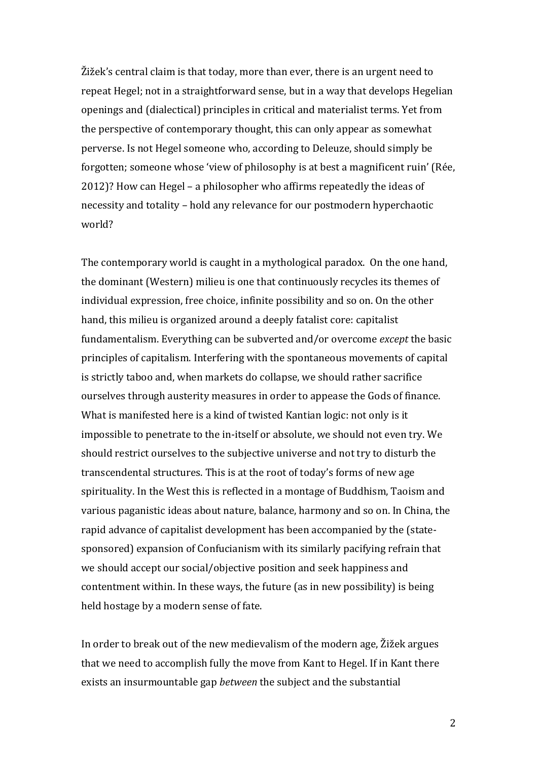Žižek's central claim is that today, more than ever, there is an urgent need to repeat Hegel; not in a straightforward sense, but in a way that develops Hegelian openings and (dialectical) principles in critical and materialist terms. Yet from the perspective of contemporary thought, this can only appear as somewhat perverse. Is not Hegel someone who, according to Deleuze, should simply be forgotten; someone whose 'view of philosophy is at best a magnificent ruin' (Rée, 2012)? How can Hegel – a philosopher who affirms repeatedly the ideas of necessity and totality – hold any relevance for our postmodern hyperchaotic world?

The contemporary world is caught in a mythological paradox. On the one hand, the dominant (Western) milieu is one that continuously recycles its themes of individual expression, free choice, infinite possibility and so on. On the other hand, this milieu is organized around a deeply fatalist core: capitalist fundamentalism. Everything can be subverted and/or overcome *except* the basic principles of capitalism. Interfering with the spontaneous movements of capital is strictly taboo and, when markets do collapse, we should rather sacrifice ourselves through austerity measures in order to appease the Gods of finance. What is manifested here is a kind of twisted Kantian logic: not only is it impossible to penetrate to the in-itself or absolute, we should not even try. We should restrict ourselves to the subjective universe and not try to disturb the transcendental structures. This is at the root of today's forms of new age spirituality. In the West this is reflected in a montage of Buddhism, Taoism and various paganistic ideas about nature, balance, harmony and so on. In China, the rapid advance of capitalist development has been accompanied by the (state-sponsored) expansion of Confucianism with its similarly pacifying refrain that we should accept our social/objective position and seek happiness and contentment within. In these ways, the future (as in new possibility) is being held hostage by a modern sense of fate.

In order to break out of the new medievalism of the modern age, Žižek argues that we need to accomplish fully the move from Kant to Hegel. If in Kant there exists an insurmountable gap *between* the subject and the substantial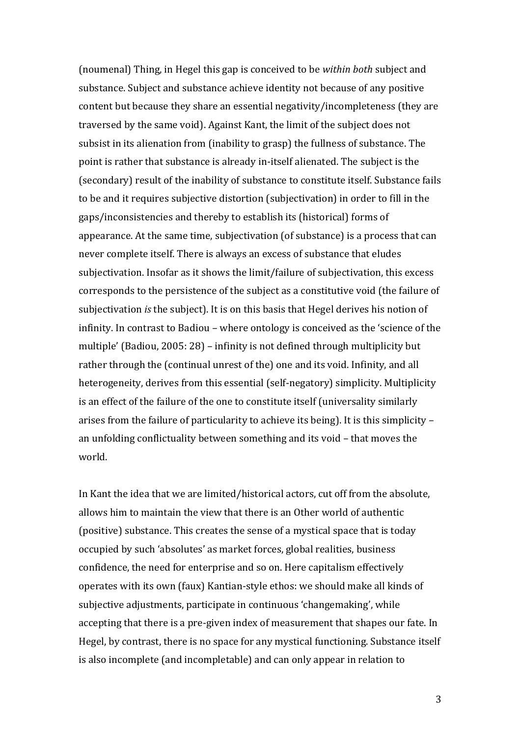(noumenal) Thing, in Hegel this gap is conceived to be *within both* subject and substance. Subject and substance achieve identity not because of any positive content but because they share an essential negativity/incompleteness (they are traversed by the same void). Against Kant, the limit of the subject does not subsist in its alienation from (inability to grasp) the fullness of substance. The point is rather that substance is already in-itself alienated. The subject is the (secondary) result of the inability of substance to constitute itself. Substance fails to be and it requires subjective distortion (subjectivation) in order to fill in the gaps/inconsistencies and thereby to establish its (historical) forms of appearance. At the same time, subjectivation (of substance) is a process that can never complete itself. There is always an excess of substance that eludes subjectivation. Insofar as it shows the limit/failure of subjectivation, this excess corresponds to the persistence of the subject as a constitutive void (the failure of subjectivation *is* the subject). It is on this basis that Hegel derives his notion of infinity. In contrast to Badiou – where ontology is conceived as the 'science of the multiple' (Badiou, 2005: 28) – infinity is not defined through multiplicity but rather through the (continual unrest of the) one and its void. Infinity, and all heterogeneity, derives from this essential (self-negatory) simplicity. Multiplicity is an effect of the failure of the one to constitute itself (universality similarly arises from the failure of particularity to achieve its being). It is this simplicity – an unfolding conflictuality between something and its void – that moves the world.

In Kant the idea that we are limited/historical actors, cut off from the absolute, allows him to maintain the view that there is an Other world of authentic (positive) substance. This creates the sense of a mystical space that is today occupied by such 'absolutes' as market forces, global realities, business confidence, the need for enterprise and so on. Here capitalism effectively operates with its own (faux) Kantian-style ethos: we should make all kinds of subjective adjustments, participate in continuous 'changemaking', while accepting that there is a pre-given index of measurement that shapes our fate. In Hegel, by contrast, there is no space for any mystical functioning. Substance itself is also incomplete (and incompletable) and can only appear in relation to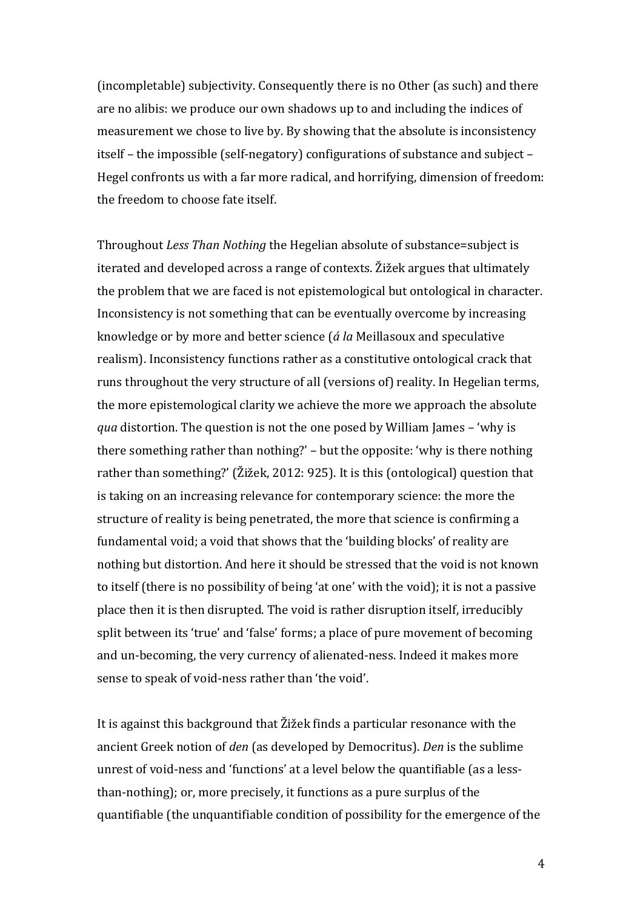(incompletable) subjectivity. Consequently there is no Other (as such) and there are no alibis: we produce our own shadows up to and including the indices of measurement we chose to live by. By showing that the absolute is inconsistency itself – the impossible (self-negatory) configurations of substance and subject – Hegel confronts us with a far more radical, and horrifying, dimension of freedom: the freedom to choose fate itself.

Throughout *Less Than Nothing* the Hegelian absolute of substance=subject is iterated and developed across a range of contexts. Žižek argues that ultimately the problem that we are faced is not epistemological but ontological in character. Inconsistency is not something that can be eventually overcome by increasing knowledge or by more and better science (*á la* Meillasoux and speculative realism). Inconsistency functions rather as a constitutive ontological crack that runs throughout the very structure of all (versions of) reality. In Hegelian terms, the more epistemological clarity we achieve the more we approach the absolute *qua* distortion. The question is not the one posed by William James – 'why is there something rather than nothing?' – but the opposite: 'why is there nothing rather than something?' (Žižek, 2012: 925). It is this (ontological) question that is taking on an increasing relevance for contemporary science: the more the structure of reality is being penetrated, the more that science is confirming a fundamental void; a void that shows that the 'building blocks' of reality are nothing but distortion. And here it should be stressed that the void is not known to itself (there is no possibility of being 'at one' with the void); it is not a passive place then it is then disrupted. The void is rather disruption itself, irreducibly split between its 'true' and 'false' forms; a place of pure movement of becoming and un-becoming, the very currency of alienated-ness. Indeed it makes more sense to speak of void-ness rather than 'the void'.

It is against this background that Žižek finds a particular resonance with the ancient Greek notion of *den* (as developed by Democritus). *Den* is the sublime unrest of void-ness and 'functions' at a level below the quantifiable (as a less-than-nothing); or, more precisely, it functions as a pure surplus of the quantifiable (the unquantifiable condition of possibility for the emergence of the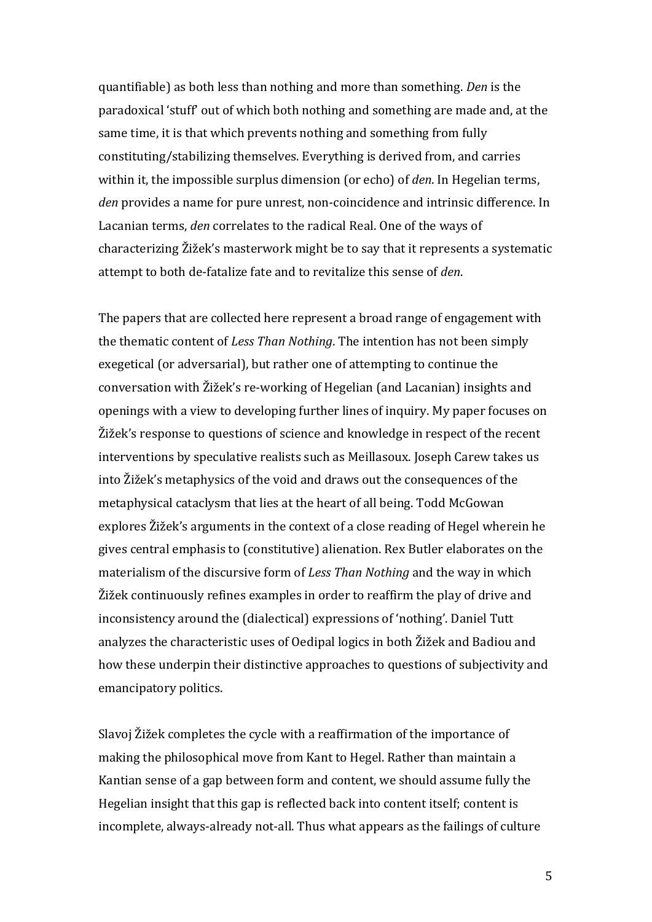quantifiable) as both less than nothing and more than something. *Den* is the paradoxical 'stuff' out of which both nothing and something are made and, at the same time, it is that which prevents nothing and something from fully constituting/stabilizing themselves. Everything is derived from, and carries within it, the impossible surplus dimension (or echo) of *den*. In Hegelian terms, *den* provides a name for pure unrest, non-coincidence and intrinsic difference. In Lacanian terms, *den* correlates to the radical Real. One of the ways of characterizing Žižek's masterwork might be to say that it represents a systematic attempt to both de-fatalize fate and to revitalize this sense of *den*.

The papers that are collected here represent a broad range of engagement with the thematic content of *Less Than Nothing*. The intention has not been simply exegetical (or adversarial), but rather one of attempting to continue the conversation with Žižek's re-working of Hegelian (and Lacanian) insights and openings with a view to developing further lines of inquiry. My paper focuses on Žižek's response to questions of science and knowledge in respect of the recent interventions by speculative realists such as Meillasoux. Joseph Carew takes us into Žižek's metaphysics of the void and draws out the consequences of the metaphysical cataclysm that lies at the heart of all being. Todd McGowan explores Žižek's arguments in the context of a close reading of Hegel wherein he gives central emphasis to (constitutive) alienation. Rex Butler elaborates on the materialism of the discursive form of *Less Than Nothing* and the way in which Žižek continuously refines examples in order to reaffirm the play of drive and inconsistency around the (dialectical) expressions of 'nothing'. Daniel Tutt analyzes the characteristic uses of Oedipal logics in both Žižek and Badiou and how these underpin their distinctive approaches to questions of subjectivity and emancipatory politics.

Slavoj Žižek completes the cycle with a reaffirmation of the importance of making the philosophical move from Kant to Hegel. Rather than maintain a Kantian sense of a gap between form and content, we should assume fully the Hegelian insight that this gap is reflected back into content itself; content is incomplete, always-already not-all. Thus what appears as the failings of culture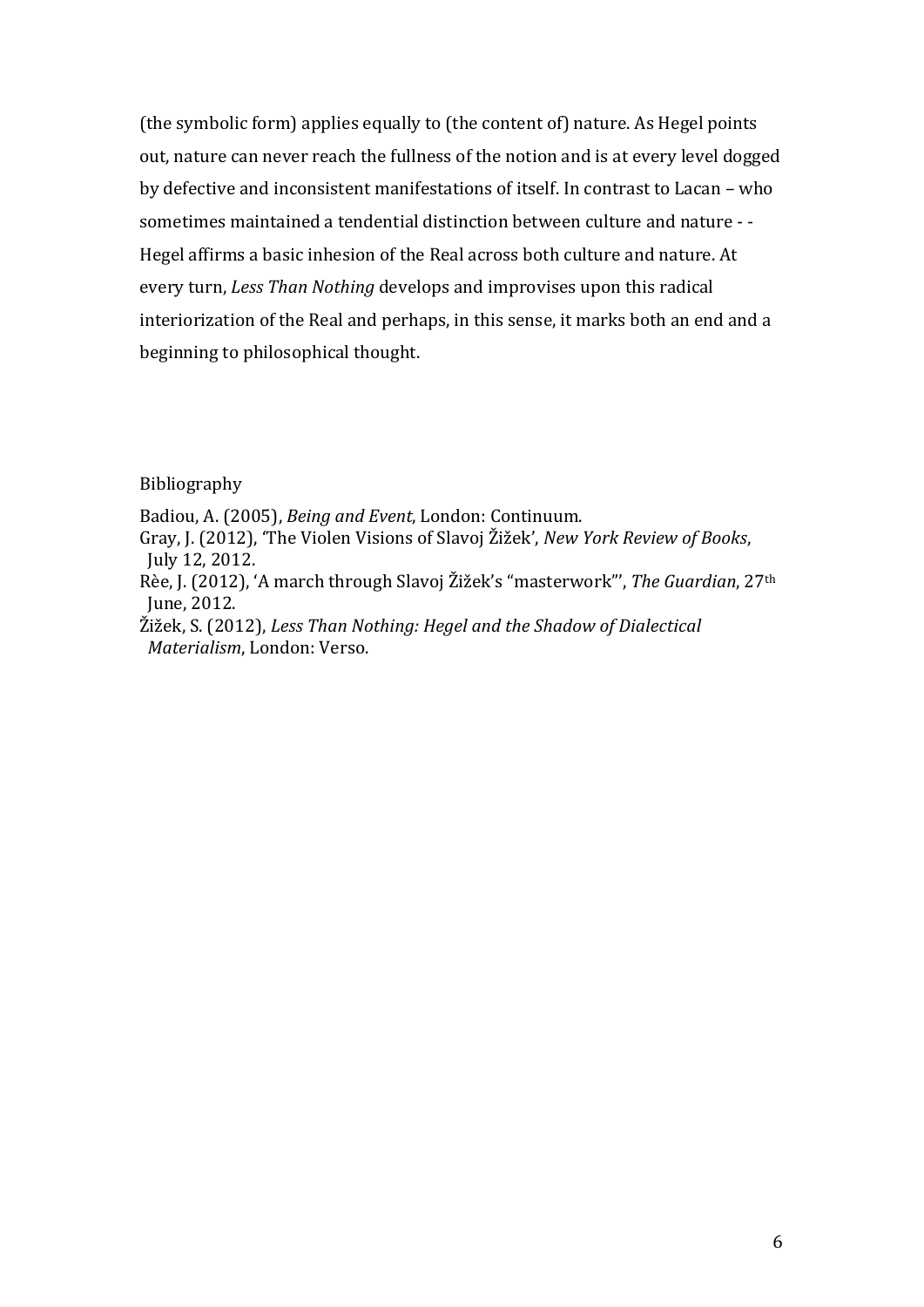(the symbolic form) applies equally to (the content of) nature. As Hegel points out, nature can never reach the fullness of the notion and is at every level dogged by defective and inconsistent manifestations of itself. In contrast to Lacan – who sometimes maintained a tendential distinction between culture and nature - - Hegel affirms a basic inhesion of the Real across both culture and nature. At every turn, *Less Than Nothing* develops and improvises upon this radical interiorization of the Real and perhaps, in this sense, it marks both an end and a beginning to philosophical thought.

Bibliography

Badiou, A. (2005), *Being and Event*, London: Continuum.

Gray, J. (2012), 'The Violen Visions of Slavoj Žižek', *New York Review of Books*, July 12, 2012.

Rèe, J. (2012), 'A march through Slavoj Žižek's "masterwork"', *The Guardian*, 27th June, 2012.

Žižek, S. (2012), *Less Than Nothing: Hegel and the Shadow of Dialectical Materialism*, London: Verso.